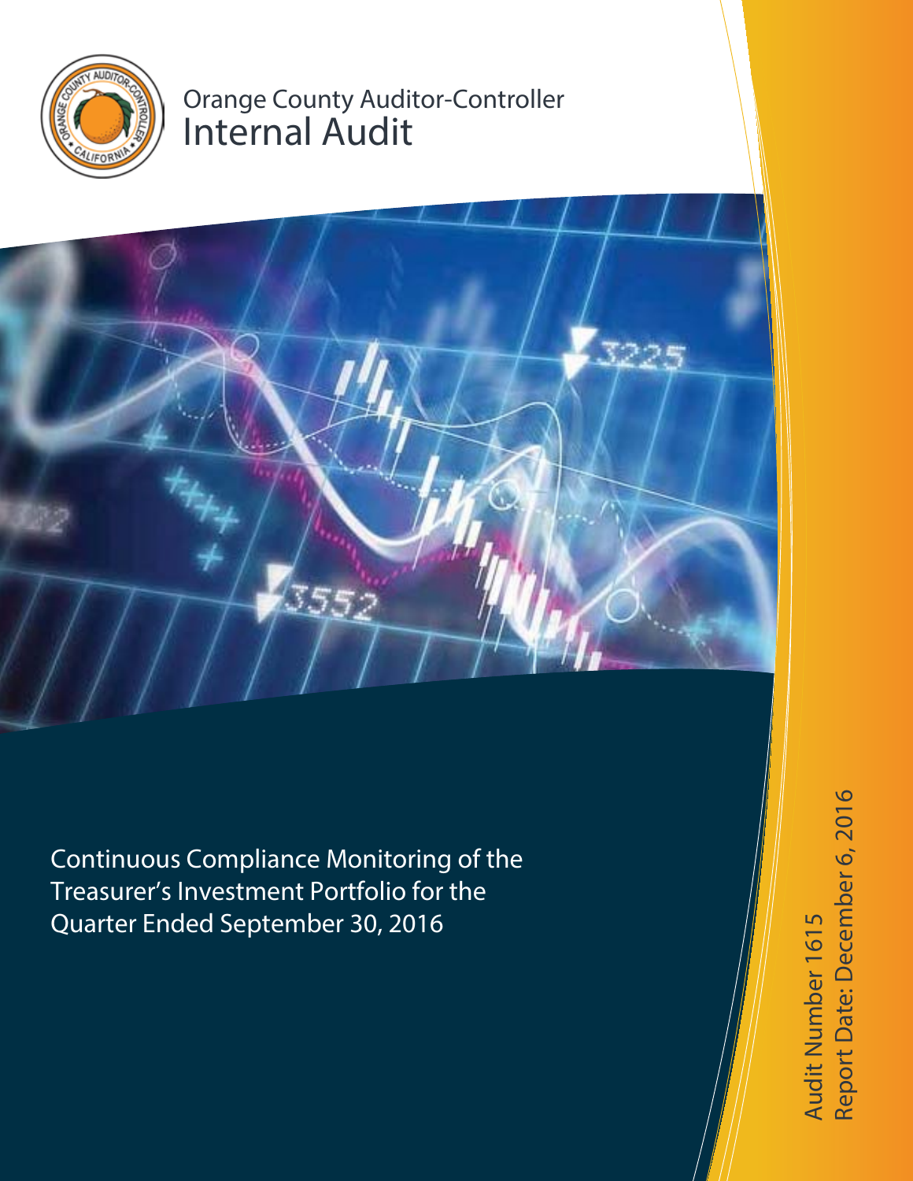Orange County Auditor-Controller

# Internal Audit

## Continuous Compliance Monitoring of the Treasurer's Investment Portfolio for the Quarter Ended September 30, 2016

Audit Number 1615

Report Date: December 6, 2016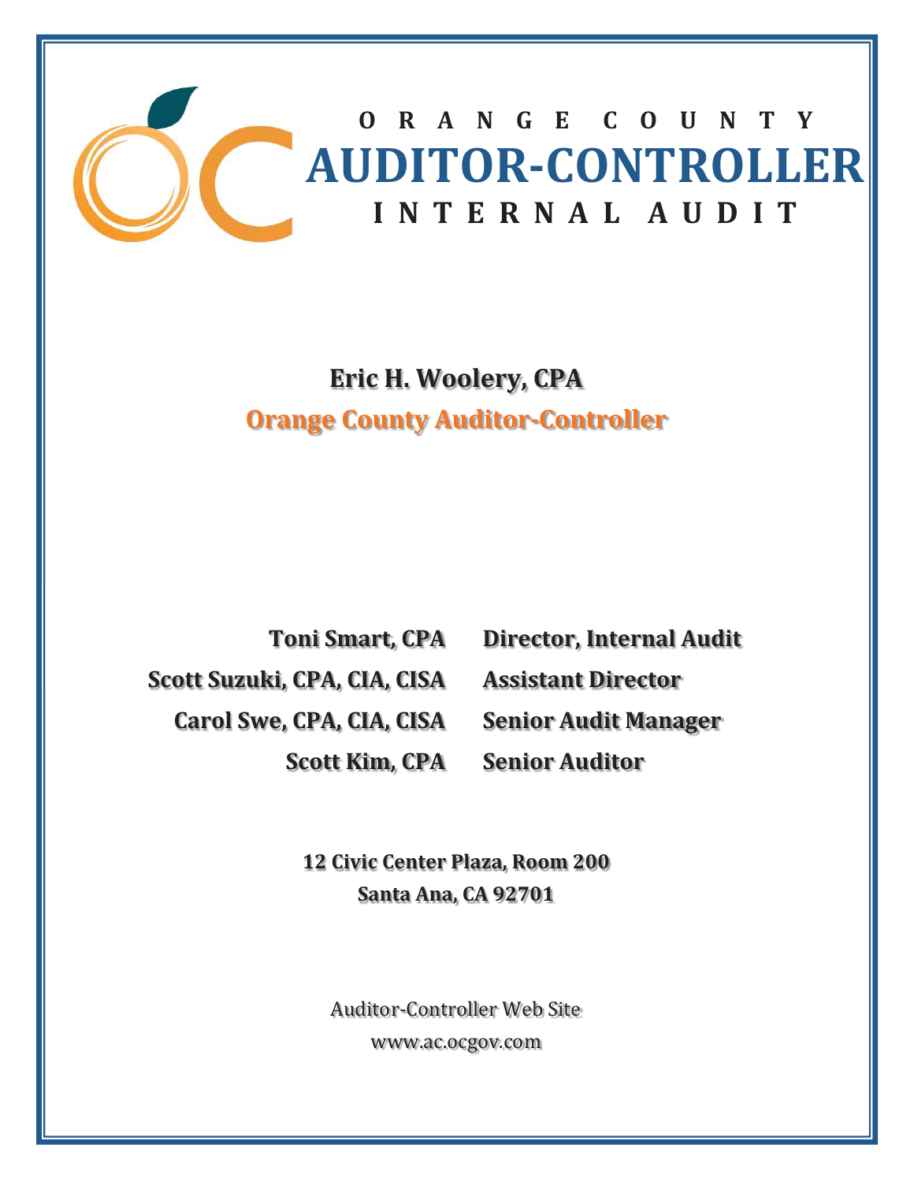# ORANGE COUNTY
# AUDITOR-CONTROLLER
# INTERNAL AUDIT

**Eric H. Woolery, CPA**

**Orange County Auditor-Controller**

| | |
|---|---|
| **Toni Smart, CPA** | **Director, Internal Audit** |
| **Scott Suzuki, CPA, CIA, CISA** | **Assistant Director** |
| **Carol Swe, CPA, CIA, CISA** | **Senior Audit Manager** |
| **Scott Kim, CPA** | **Senior Auditor** |

**12 Civic Center Plaza, Room 200**
**Santa Ana, CA 92701**

Auditor-Controller Web Site
www.ac.ocgov.com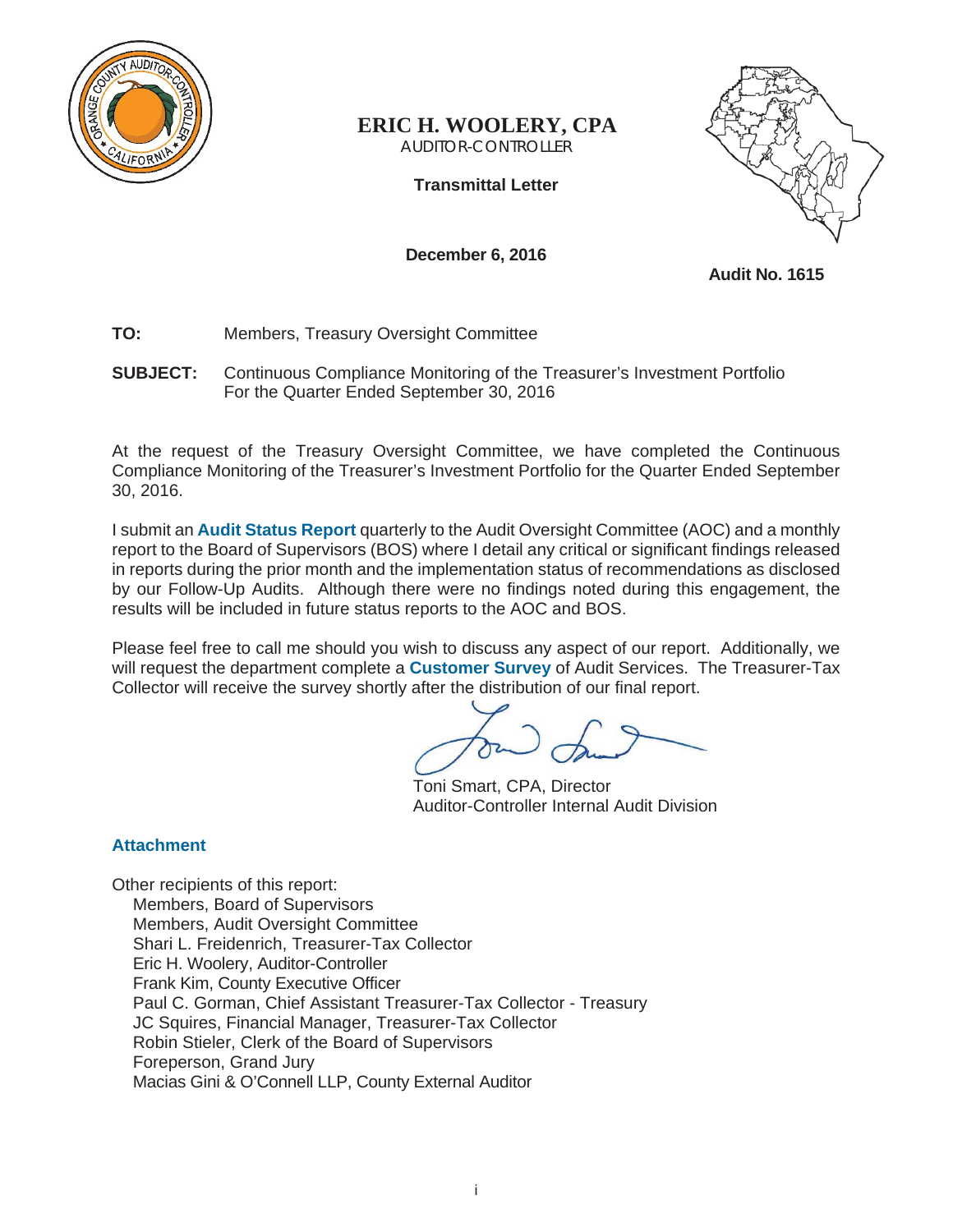**ERIC H. WOOLERY, CPA**
AUDITOR-CONTROLLER

**Transmittal Letter**

**December 6, 2016**

**Audit No. 1615**

**TO:** Members, Treasury Oversight Committee

**SUBJECT:** Continuous Compliance Monitoring of the Treasurer's Investment Portfolio For the Quarter Ended September 30, 2016

At the request of the Treasury Oversight Committee, we have completed the Continuous Compliance Monitoring of the Treasurer's Investment Portfolio for the Quarter Ended September 30, 2016.

I submit an **Audit Status Report** quarterly to the Audit Oversight Committee (AOC) and a monthly report to the Board of Supervisors (BOS) where I detail any critical or significant findings released in reports during the prior month and the implementation status of recommendations as disclosed by our Follow-Up Audits. Although there were no findings noted during this engagement, the results will be included in future status reports to the AOC and BOS.

Please feel free to call me should you wish to discuss any aspect of our report. Additionally, we will request the department complete a **Customer Survey** of Audit Services. The Treasurer-Tax Collector will receive the survey shortly after the distribution of our final report.

Toni Smart, CPA, Director
Auditor-Controller Internal Audit Division

**Attachment**

Other recipients of this report:
- Members, Board of Supervisors
- Members, Audit Oversight Committee
- Shari L. Freidenrich, Treasurer-Tax Collector
- Eric H. Woolery, Auditor-Controller
- Frank Kim, County Executive Officer
- Paul C. Gorman, Chief Assistant Treasurer-Tax Collector - Treasury
- JC Squires, Financial Manager, Treasurer-Tax Collector
- Robin Stieler, Clerk of the Board of Supervisors
- Foreperson, Grand Jury
- Macias Gini & O'Connell LLP, County External Auditor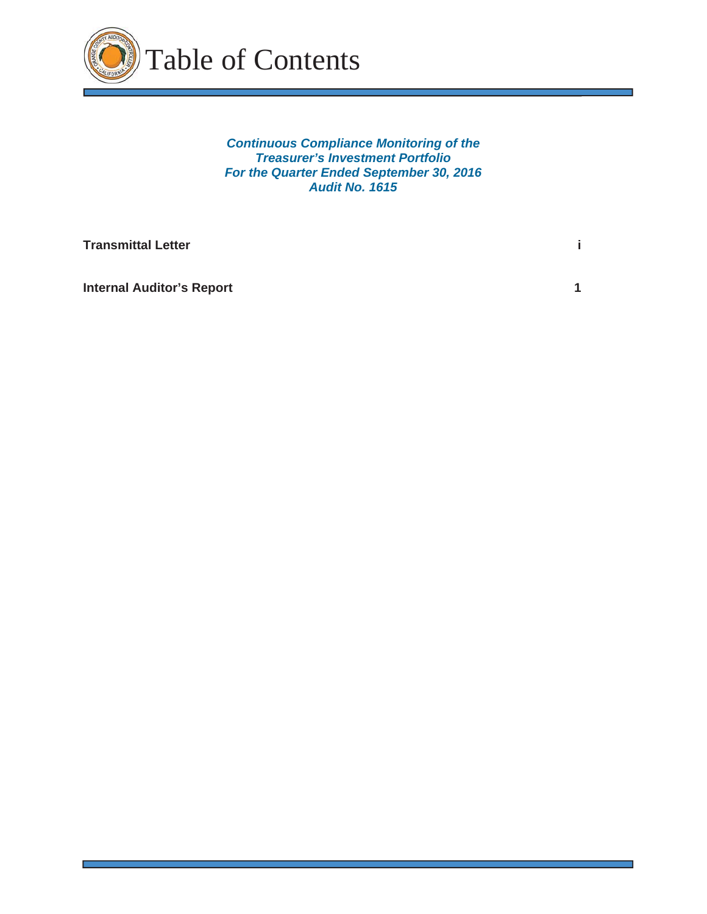# Table of Contents

***Continuous Compliance Monitoring of the Treasurer's Investment Portfolio***
***For the Quarter Ended September 30, 2016***
***Audit No. 1615***

| | |
|---|---|
| **Transmittal Letter** | **i** |
| **Internal Auditor's Report** | **1** |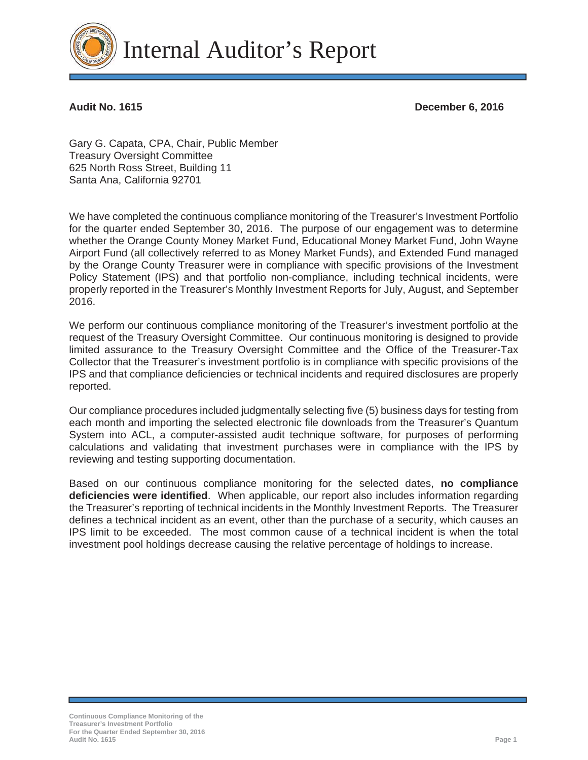# Internal Auditor's Report

**Audit No. 1615** **December 6, 2016**

Gary G. Capata, CPA, Chair, Public Member
Treasury Oversight Committee
625 North Ross Street, Building 11
Santa Ana, California 92701

We have completed the continuous compliance monitoring of the Treasurer's Investment Portfolio for the quarter ended September 30, 2016. The purpose of our engagement was to determine whether the Orange County Money Market Fund, Educational Money Market Fund, John Wayne Airport Fund (all collectively referred to as Money Market Funds), and Extended Fund managed by the Orange County Treasurer were in compliance with specific provisions of the Investment Policy Statement (IPS) and that portfolio non-compliance, including technical incidents, were properly reported in the Treasurer's Monthly Investment Reports for July, August, and September 2016.

We perform our continuous compliance monitoring of the Treasurer's investment portfolio at the request of the Treasury Oversight Committee. Our continuous monitoring is designed to provide limited assurance to the Treasury Oversight Committee and the Office of the Treasurer-Tax Collector that the Treasurer's investment portfolio is in compliance with specific provisions of the IPS and that compliance deficiencies or technical incidents and required disclosures are properly reported.

Our compliance procedures included judgmentally selecting five (5) business days for testing from each month and importing the selected electronic file downloads from the Treasurer's Quantum System into ACL, a computer-assisted audit technique software, for purposes of performing calculations and validating that investment purchases were in compliance with the IPS by reviewing and testing supporting documentation.

Based on our continuous compliance monitoring for the selected dates, **no compliance deficiencies were identified**. When applicable, our report also includes information regarding the Treasurer's reporting of technical incidents in the Monthly Investment Reports. The Treasurer defines a technical incident as an event, other than the purchase of a security, which causes an IPS limit to be exceeded. The most common cause of a technical incident is when the total investment pool holdings decrease causing the relative percentage of holdings to increase.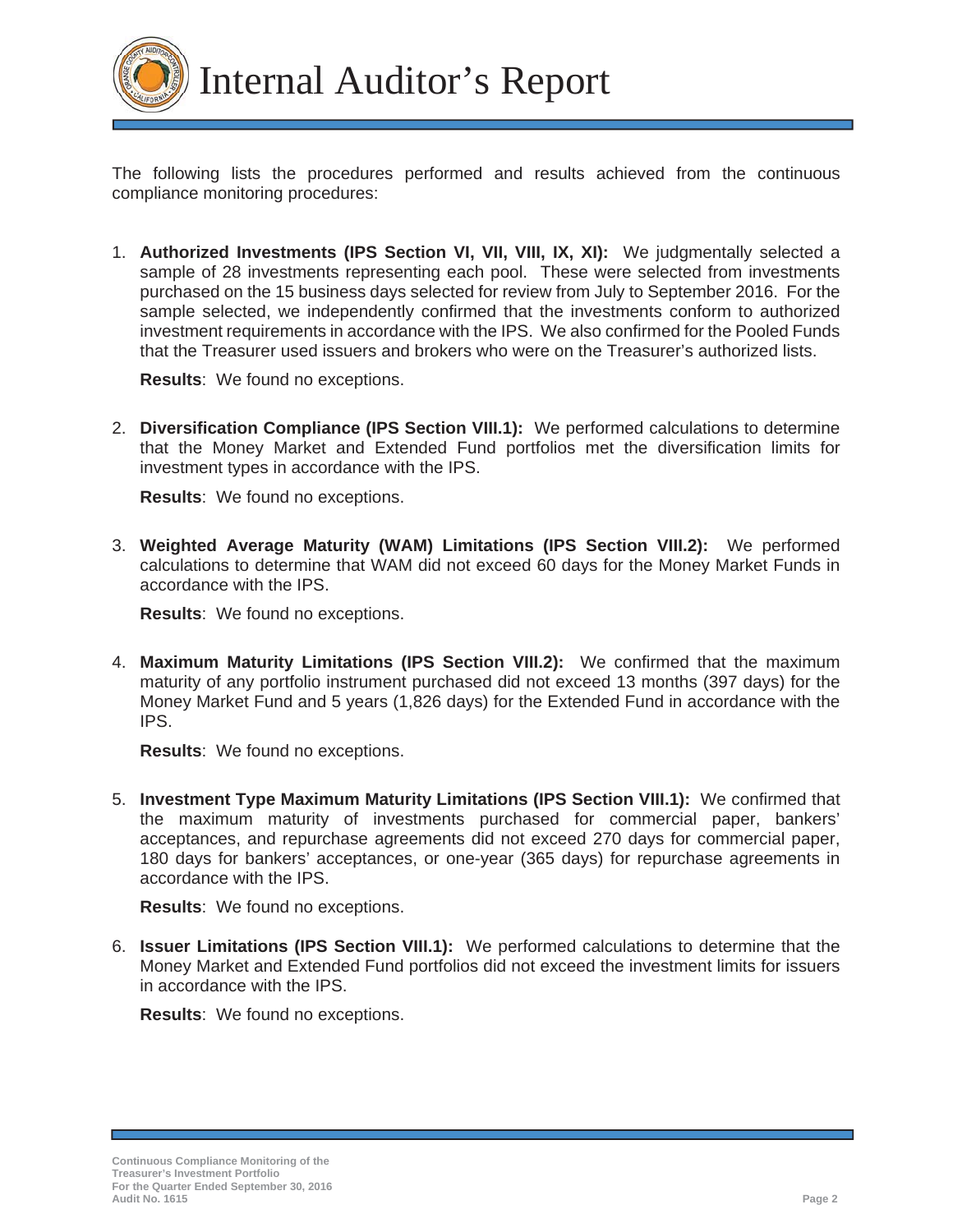# Internal Auditor's Report

The following lists the procedures performed and results achieved from the continuous compliance monitoring procedures:

1. **Authorized Investments (IPS Section VI, VII, VIII, IX, XI):** We judgmentally selected a sample of 28 investments representing each pool. These were selected from investments purchased on the 15 business days selected for review from July to September 2016. For the sample selected, we independently confirmed that the investments conform to authorized investment requirements in accordance with the IPS. We also confirmed for the Pooled Funds that the Treasurer used issuers and brokers who were on the Treasurer's authorized lists.

   **Results**: We found no exceptions.

2. **Diversification Compliance (IPS Section VIII.1):** We performed calculations to determine that the Money Market and Extended Fund portfolios met the diversification limits for investment types in accordance with the IPS.

   **Results**: We found no exceptions.

3. **Weighted Average Maturity (WAM) Limitations (IPS Section VIII.2):** We performed calculations to determine that WAM did not exceed 60 days for the Money Market Funds in accordance with the IPS.

   **Results**: We found no exceptions.

4. **Maximum Maturity Limitations (IPS Section VIII.2):** We confirmed that the maximum maturity of any portfolio instrument purchased did not exceed 13 months (397 days) for the Money Market Fund and 5 years (1,826 days) for the Extended Fund in accordance with the IPS.

   **Results**: We found no exceptions.

5. **Investment Type Maximum Maturity Limitations (IPS Section VIII.1):** We confirmed that the maximum maturity of investments purchased for commercial paper, bankers' acceptances, and repurchase agreements did not exceed 270 days for commercial paper, 180 days for bankers' acceptances, or one-year (365 days) for repurchase agreements in accordance with the IPS.

   **Results**: We found no exceptions.

6. **Issuer Limitations (IPS Section VIII.1):** We performed calculations to determine that the Money Market and Extended Fund portfolios did not exceed the investment limits for issuers in accordance with the IPS.

   **Results**: We found no exceptions.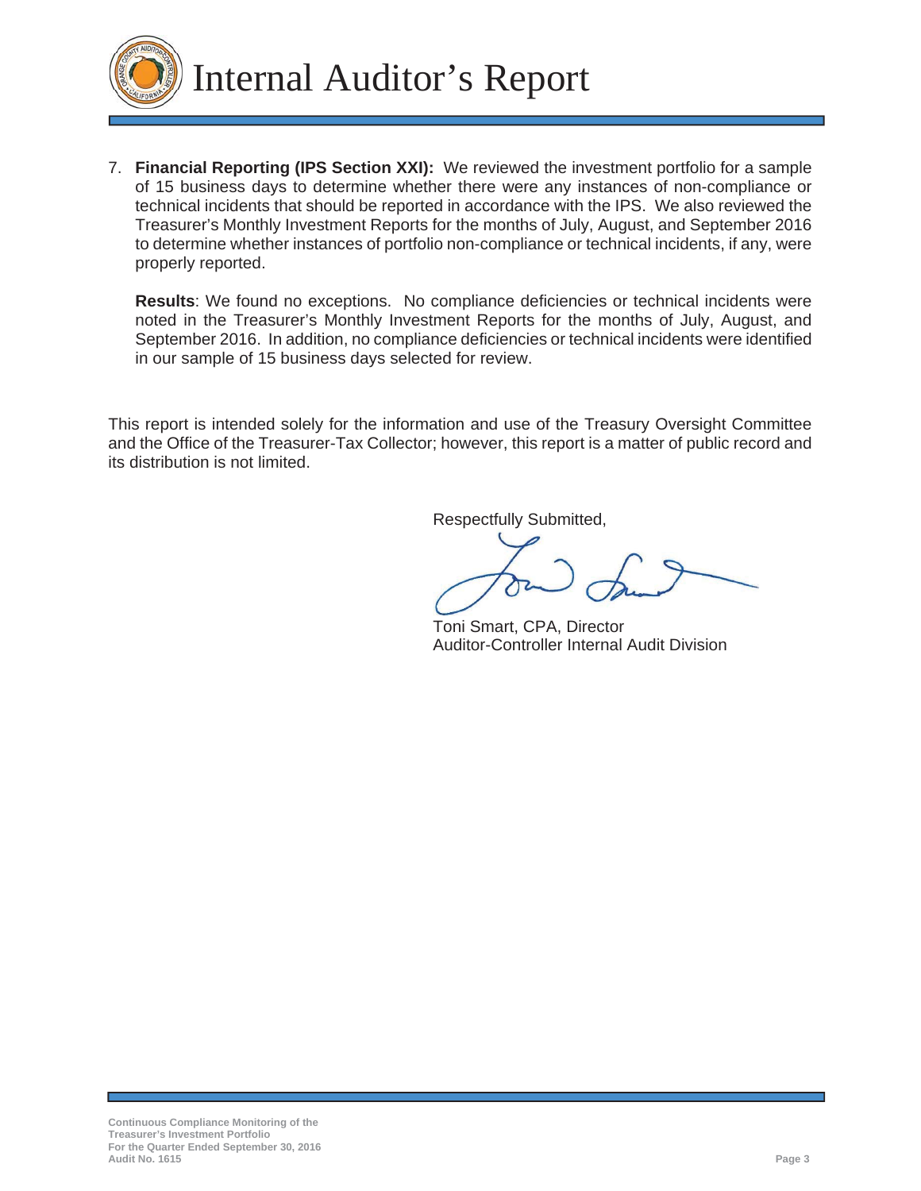# Internal Auditor's Report

7. **Financial Reporting (IPS Section XXI):** We reviewed the investment portfolio for a sample of 15 business days to determine whether there were any instances of non-compliance or technical incidents that should be reported in accordance with the IPS. We also reviewed the Treasurer's Monthly Investment Reports for the months of July, August, and September 2016 to determine whether instances of portfolio non-compliance or technical incidents, if any, were properly reported.

   **Results**: We found no exceptions. No compliance deficiencies or technical incidents were noted in the Treasurer's Monthly Investment Reports for the months of July, August, and September 2016. In addition, no compliance deficiencies or technical incidents were identified in our sample of 15 business days selected for review.

This report is intended solely for the information and use of the Treasury Oversight Committee and the Office of the Treasurer-Tax Collector; however, this report is a matter of public record and its distribution is not limited.

Respectfully Submitted,

Toni Smart, CPA, Director
Auditor-Controller Internal Audit Division